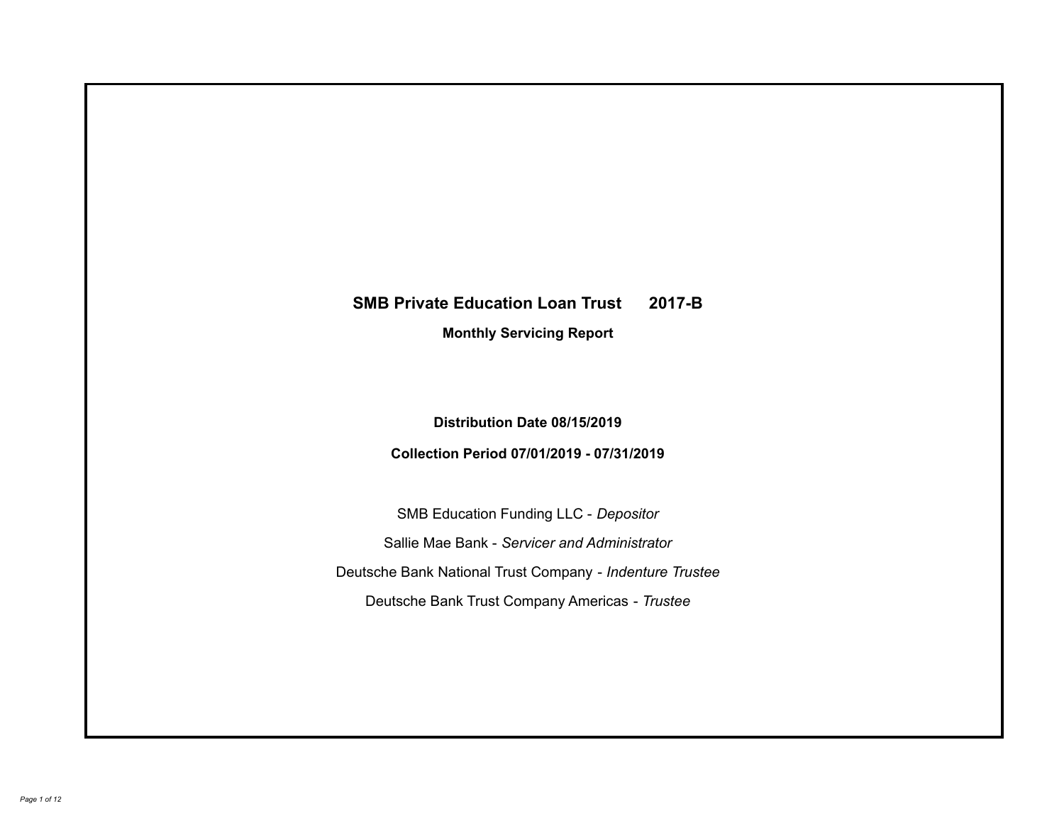# SMB Private Education Loan Trust 2017-B

## Monthly Servicing Report

**Distribution Date 08/15/2019**

**Collection Period 07/01/2019 - 07/31/2019**

SMB Education Funding LLC - *Depositor*

Sallie Mae Bank - *Servicer and Administrator*

Deutsche Bank National Trust Company - *Indenture Trustee*

Deutsche Bank Trust Company Americas - *Trustee*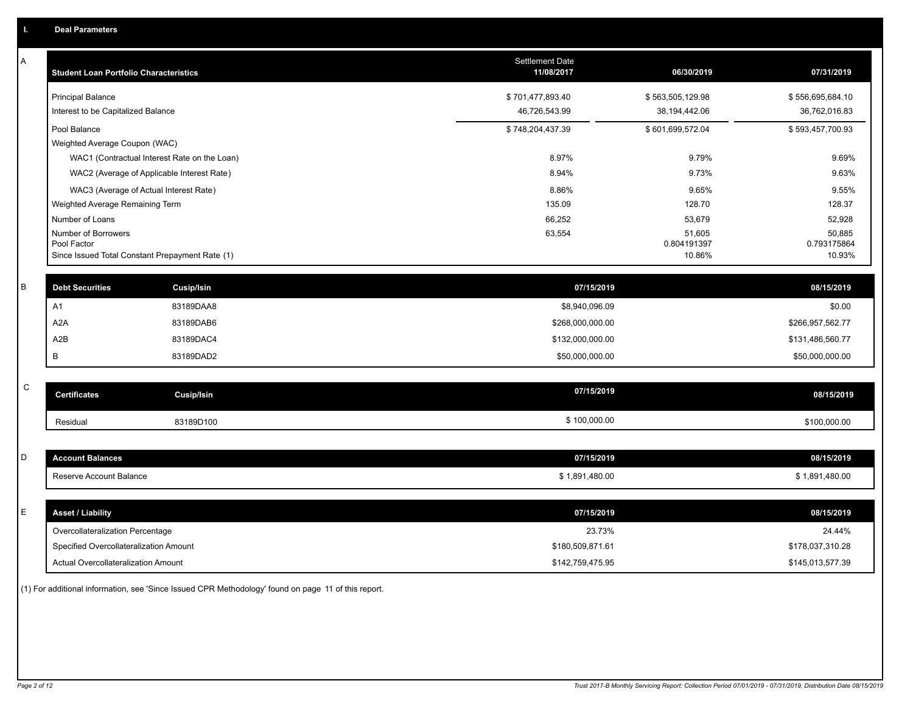## I. Deal Parameters

### A

| Student Loan Portfolio Characteristics | Settlement Date 11/08/2017 | 06/30/2019 | 07/31/2019 |
|---|---|---|---|
| Principal Balance | $ 701,477,893.40 | $ 563,505,129.98 | $ 556,695,684.10 |
| Interest to be Capitalized Balance | 46,726,543.99 | 38,194,442.06 | 36,762,016.83 |
| Pool Balance | $ 748,204,437.39 | $ 601,699,572.04 | $ 593,457,700.93 |
| Weighted Average Coupon (WAC) | | | |
| WAC1 (Contractual Interest Rate on the Loan) | 8.97% | 9.79% | 9.69% |
| WAC2 (Average of Applicable Interest Rate) | 8.94% | 9.73% | 9.63% |
| WAC3 (Average of Actual Interest Rate) | 8.86% | 9.65% | 9.55% |
| Weighted Average Remaining Term | 135.09 | 128.70 | 128.37 |
| Number of Loans | 66,252 | 53,679 | 52,928 |
| Number of Borrowers | 63,554 | 51,605 | 50,885 |
| Pool Factor | | 0.804191397 | 0.793175864 |
| Since Issued Total Constant Prepayment Rate (1) | | 10.86% | 10.93% |

### B

| Debt Securities | Cusip/Isin | 07/15/2019 | 08/15/2019 |
|---|---|---|---|
| A1 | 83189DAA8 | $8,940,096.09 | $0.00 |
| A2A | 83189DAB6 | $268,000,000.00 | $266,957,562.77 |
| A2B | 83189DAC4 | $132,000,000.00 | $131,486,560.77 |
| B | 83189DAD2 | $50,000,000.00 | $50,000,000.00 |

### C

| Certificates | Cusip/Isin | 07/15/2019 | 08/15/2019 |
|---|---|---|---|
| Residual | 83189D100 | $ 100,000.00 | $100,000.00 |

### D

| Account Balances | 07/15/2019 | 08/15/2019 |
|---|---|---|
| Reserve Account Balance | $ 1,891,480.00 | $ 1,891,480.00 |

### E

| Asset / Liability | 07/15/2019 | 08/15/2019 |
|---|---|---|
| Overcollateralization Percentage | 23.73% | 24.44% |
| Specified Overcollateralization Amount | $180,509,871.61 | $178,037,310.28 |
| Actual Overcollateralization Amount | $142,759,475.95 | $145,013,577.39 |

(1) For additional information, see 'Since Issued CPR Methodology' found on page 11 of this report.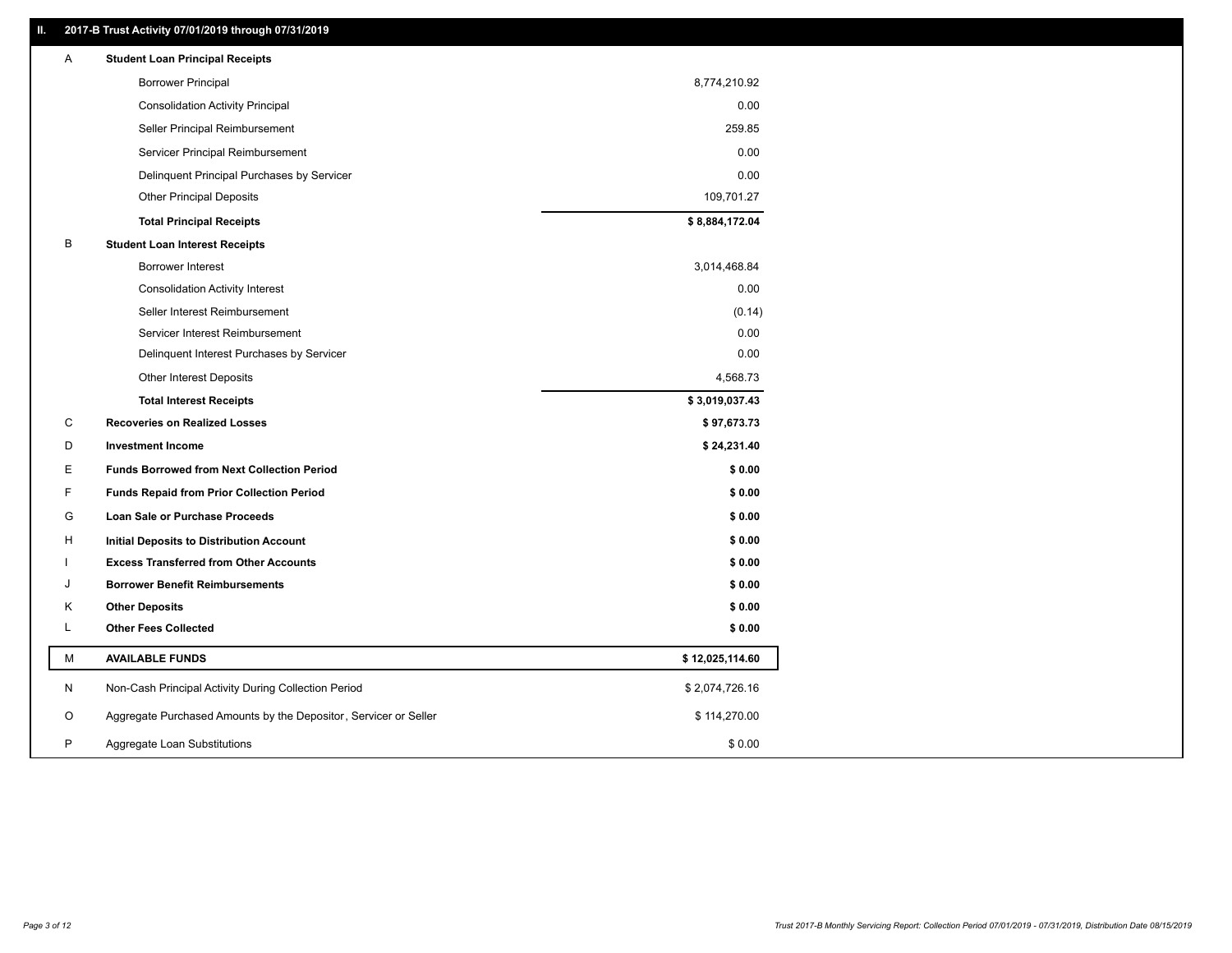## II. 2017-B Trust Activity 07/01/2019 through 07/31/2019

| | | |
|---|---|---|
| A | **Student Loan Principal Receipts** | |
| | Borrower Principal | 8,774,210.92 |
| | Consolidation Activity Principal | 0.00 |
| | Seller Principal Reimbursement | 259.85 |
| | Servicer Principal Reimbursement | 0.00 |
| | Delinquent Principal Purchases by Servicer | 0.00 |
| | Other Principal Deposits | 109,701.27 |
| | **Total Principal Receipts** | **$ 8,884,172.04** |
| B | **Student Loan Interest Receipts** | |
| | Borrower Interest | 3,014,468.84 |
| | Consolidation Activity Interest | 0.00 |
| | Seller Interest Reimbursement | (0.14) |
| | Servicer Interest Reimbursement | 0.00 |
| | Delinquent Interest Purchases by Servicer | 0.00 |
| | Other Interest Deposits | 4,568.73 |
| | **Total Interest Receipts** | **$ 3,019,037.43** |
| C | **Recoveries on Realized Losses** | **$ 97,673.73** |
| D | **Investment Income** | **$ 24,231.40** |
| E | **Funds Borrowed from Next Collection Period** | **$ 0.00** |
| F | **Funds Repaid from Prior Collection Period** | **$ 0.00** |
| G | **Loan Sale or Purchase Proceeds** | **$ 0.00** |
| H | **Initial Deposits to Distribution Account** | **$ 0.00** |
| I | **Excess Transferred from Other Accounts** | **$ 0.00** |
| J | **Borrower Benefit Reimbursements** | **$ 0.00** |
| K | **Other Deposits** | **$ 0.00** |
| L | **Other Fees Collected** | **$ 0.00** |
| M | **AVAILABLE FUNDS** | **$ 12,025,114.60** |
| N | Non-Cash Principal Activity During Collection Period | $ 2,074,726.16 |
| O | Aggregate Purchased Amounts by the Depositor, Servicer or Seller | $ 114,270.00 |
| P | Aggregate Loan Substitutions | $ 0.00 |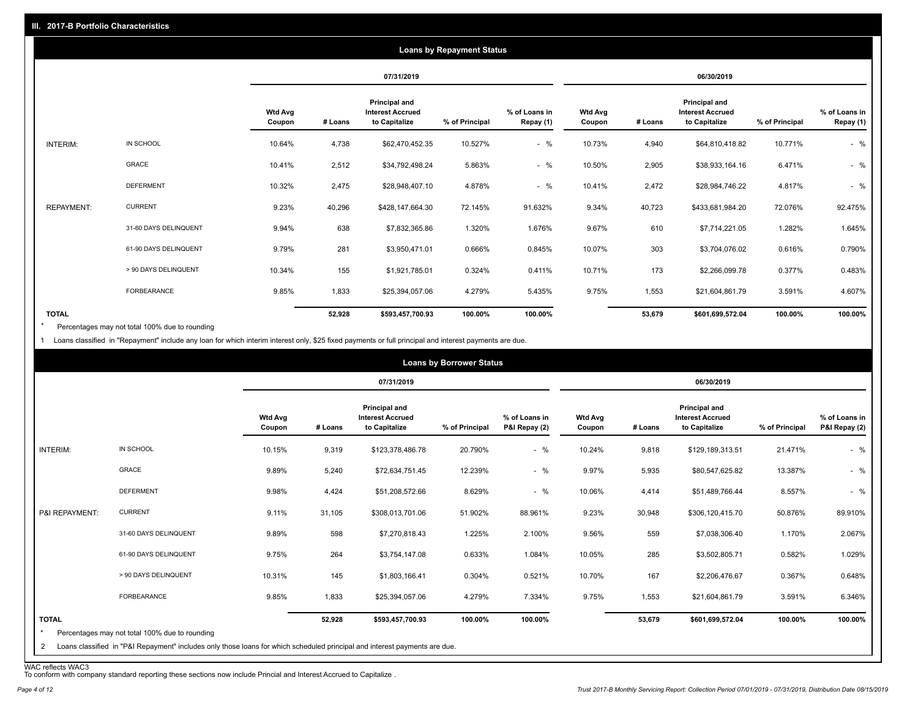## III. 2017-B Portfolio Characteristics

### Loans by Repayment Status

| | | 07/31/2019 | | | | | 06/30/2019 | | | | |
|---|---|---|---|---|---|---|---|---|---|---|---|
| | | Wtd Avg Coupon | # Loans | Principal and Interest Accrued to Capitalize | % of Principal | % of Loans in Repay (1) | Wtd Avg Coupon | # Loans | Principal and Interest Accrued to Capitalize | % of Principal | % of Loans in Repay (1) |
| INTERIM: | IN SCHOOL | 10.64% | 4,738 | $62,470,452.35 | 10.527% | - % | 10.73% | 4,940 | $64,810,418.82 | 10.771% | - % |
| | GRACE | 10.41% | 2,512 | $34,792,498.24 | 5.863% | - % | 10.50% | 2,905 | $38,933,164.16 | 6.471% | - % |
| | DEFERMENT | 10.32% | 2,475 | $28,948,407.10 | 4.878% | - % | 10.41% | 2,472 | $28,984,746.22 | 4.817% | - % |
| REPAYMENT: | CURRENT | 9.23% | 40,296 | $428,147,664.30 | 72.145% | 91.632% | 9.34% | 40,723 | $433,681,984.20 | 72.076% | 92.475% |
| | 31-60 DAYS DELINQUENT | 9.94% | 638 | $7,832,365.86 | 1.320% | 1.676% | 9.67% | 610 | $7,714,221.05 | 1.282% | 1.645% |
| | 61-90 DAYS DELINQUENT | 9.79% | 281 | $3,950,471.01 | 0.666% | 0.845% | 10.07% | 303 | $3,704,076.02 | 0.616% | 0.790% |
| | > 90 DAYS DELINQUENT | 10.34% | 155 | $1,921,785.01 | 0.324% | 0.411% | 10.71% | 173 | $2,266,099.78 | 0.377% | 0.483% |
| | FORBEARANCE | 9.85% | 1,833 | $25,394,057.06 | 4.279% | 5.435% | 9.75% | 1,553 | $21,604,861.79 | 3.591% | 4.607% |
| TOTAL | | | 52,928 | $593,457,700.93 | 100.00% | 100.00% | | 53,679 | $601,699,572.04 | 100.00% | 100.00% |

\* Percentages may not total 100% due to rounding

1 Loans classified in "Repayment" include any loan for which interim interest only, $25 fixed payments or full principal and interest payments are due.

### Loans by Borrower Status

| | | 07/31/2019 | | | | | 06/30/2019 | | | | |
|---|---|---|---|---|---|---|---|---|---|---|---|
| | | Wtd Avg Coupon | # Loans | Principal and Interest Accrued to Capitalize | % of Principal | % of Loans in P&I Repay (2) | Wtd Avg Coupon | # Loans | Principal and Interest Accrued to Capitalize | % of Principal | % of Loans in P&I Repay (2) |
| INTERIM: | IN SCHOOL | 10.15% | 9,319 | $123,378,486.78 | 20.790% | - % | 10.24% | 9,818 | $129,189,313.51 | 21.471% | - % |
| | GRACE | 9.89% | 5,240 | $72,634,751.45 | 12.239% | - % | 9.97% | 5,935 | $80,547,625.82 | 13.387% | - % |
| | DEFERMENT | 9.98% | 4,424 | $51,208,572.66 | 8.629% | - % | 10.06% | 4,414 | $51,489,766.44 | 8.557% | - % |
| P&I REPAYMENT: | CURRENT | 9.11% | 31,105 | $308,013,701.06 | 51.902% | 88.961% | 9.23% | 30,948 | $306,120,415.70 | 50.876% | 89.910% |
| | 31-60 DAYS DELINQUENT | 9.89% | 598 | $7,270,818.43 | 1.225% | 2.100% | 9.56% | 559 | $7,038,306.40 | 1.170% | 2.067% |
| | 61-90 DAYS DELINQUENT | 9.75% | 264 | $3,754,147.08 | 0.633% | 1.084% | 10.05% | 285 | $3,502,805.71 | 0.582% | 1.029% |
| | > 90 DAYS DELINQUENT | 10.31% | 145 | $1,803,166.41 | 0.304% | 0.521% | 10.70% | 167 | $2,206,476.67 | 0.367% | 0.648% |
| | FORBEARANCE | 9.85% | 1,833 | $25,394,057.06 | 4.279% | 7.334% | 9.75% | 1,553 | $21,604,861.79 | 3.591% | 6.346% |
| TOTAL | | | 52,928 | $593,457,700.93 | 100.00% | 100.00% | | 53,679 | $601,699,572.04 | 100.00% | 100.00% |

\* Percentages may not total 100% due to rounding

2 Loans classified in "P&I Repayment" includes only those loans for which scheduled principal and interest payments are due.

WAC reflects WAC3

To conform with company standard reporting these sections now include Princial and Interest Accrued to Capitalize .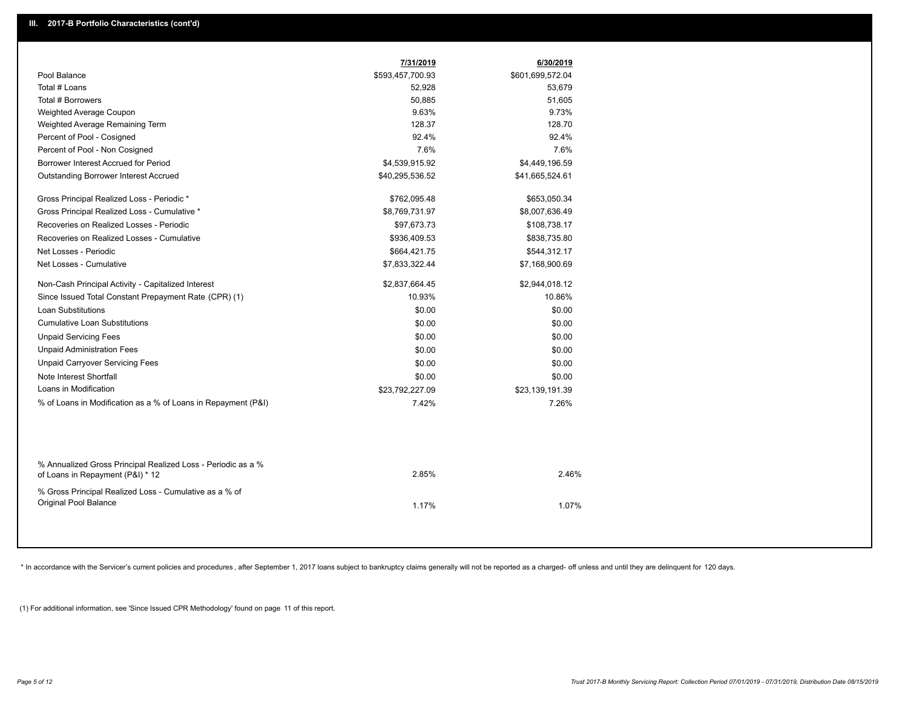## III. 2017-B Portfolio Characteristics (cont'd)

| | 7/31/2019 | 6/30/2019 |
|---|---|---|
| Pool Balance | $593,457,700.93 | $601,699,572.04 |
| Total # Loans | 52,928 | 53,679 |
| Total # Borrowers | 50,885 | 51,605 |
| Weighted Average Coupon | 9.63% | 9.73% |
| Weighted Average Remaining Term | 128.37 | 128.70 |
| Percent of Pool - Cosigned | 92.4% | 92.4% |
| Percent of Pool - Non Cosigned | 7.6% | 7.6% |
| Borrower Interest Accrued for Period | $4,539,915.92 | $4,449,196.59 |
| Outstanding Borrower Interest Accrued | $40,295,536.52 | $41,665,524.61 |
| Gross Principal Realized Loss - Periodic * | $762,095.48 | $653,050.34 |
| Gross Principal Realized Loss - Cumulative * | $8,769,731.97 | $8,007,636.49 |
| Recoveries on Realized Losses - Periodic | $97,673.73 | $108,738.17 |
| Recoveries on Realized Losses - Cumulative | $936,409.53 | $838,735.80 |
| Net Losses - Periodic | $664,421.75 | $544,312.17 |
| Net Losses - Cumulative | $7,833,322.44 | $7,168,900.69 |
| Non-Cash Principal Activity - Capitalized Interest | $2,837,664.45 | $2,944,018.12 |
| Since Issued Total Constant Prepayment Rate (CPR) (1) | 10.93% | 10.86% |
| Loan Substitutions | $0.00 | $0.00 |
| Cumulative Loan Substitutions | $0.00 | $0.00 |
| Unpaid Servicing Fees | $0.00 | $0.00 |
| Unpaid Administration Fees | $0.00 | $0.00 |
| Unpaid Carryover Servicing Fees | $0.00 | $0.00 |
| Note Interest Shortfall | $0.00 | $0.00 |
| Loans in Modification | $23,792,227.09 | $23,139,191.39 |
| % of Loans in Modification as a % of Loans in Repayment (P&I) | 7.42% | 7.26% |
| % Annualized Gross Principal Realized Loss - Periodic as a % of Loans in Repayment (P&I) * 12 | 2.85% | 2.46% |
| % Gross Principal Realized Loss - Cumulative as a % of Original Pool Balance | 1.17% | 1.07% |

* In accordance with the Servicer's current policies and procedures , after September 1, 2017 loans subject to bankruptcy claims generally will not be reported as a charged- off unless and until they are delinquent for 120 days.

(1) For additional information, see 'Since Issued CPR Methodology' found on page 11 of this report.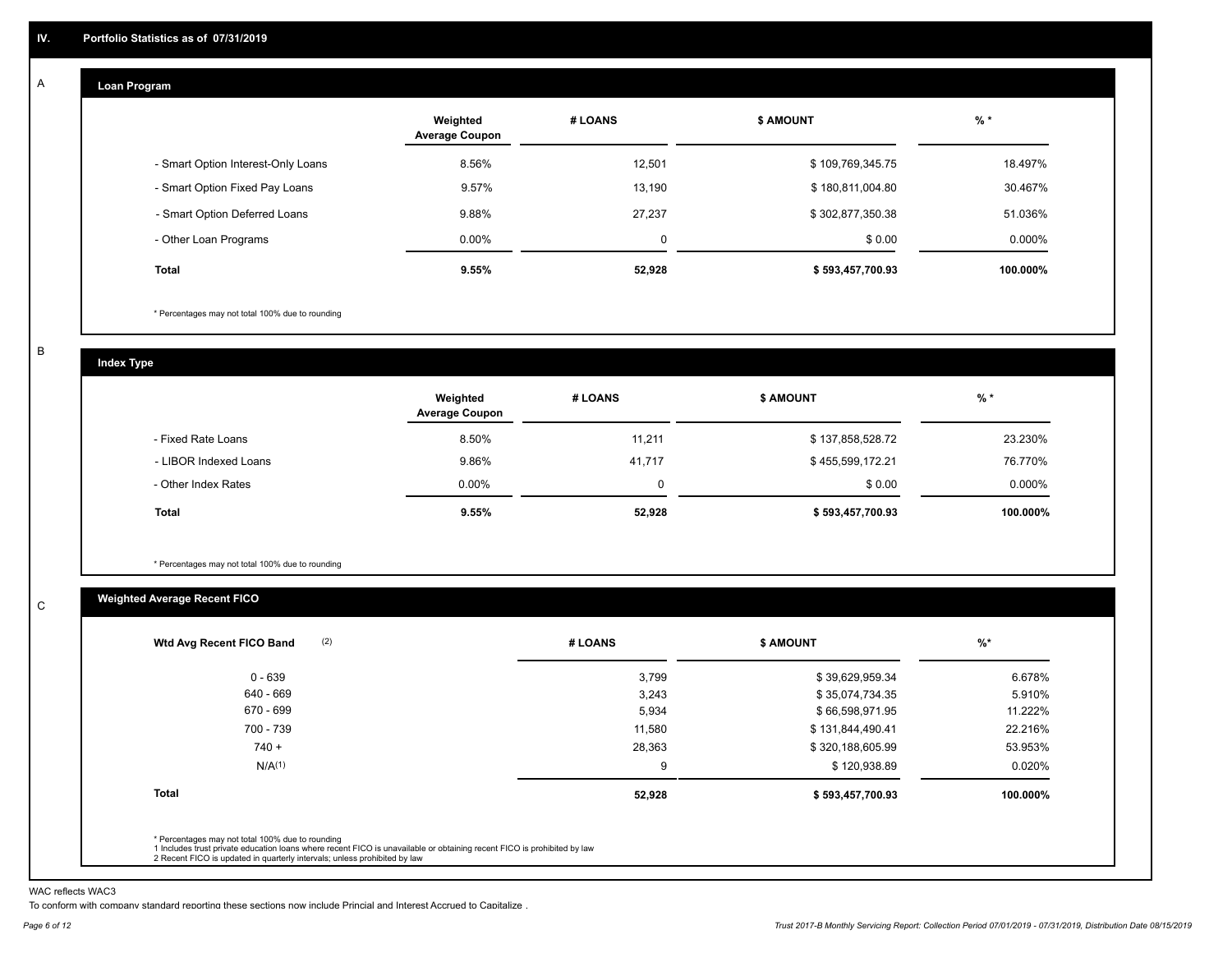## IV. Portfolio Statistics as of 07/31/2019

### A — Loan Program

| | Weighted Average Coupon | # LOANS | $ AMOUNT | % * |
|---|---|---|---|---|
| - Smart Option Interest-Only Loans | 8.56% | 12,501 | $ 109,769,345.75 | 18.497% |
| - Smart Option Fixed Pay Loans | 9.57% | 13,190 | $ 180,811,004.80 | 30.467% |
| - Smart Option Deferred Loans | 9.88% | 27,237 | $ 302,877,350.38 | 51.036% |
| - Other Loan Programs | 0.00% | 0 | $ 0.00 | 0.000% |
| **Total** | **9.55%** | **52,928** | **$ 593,457,700.93** | **100.000%** |

* Percentages may not total 100% due to rounding

### B — Index Type

| | Weighted Average Coupon | # LOANS | $ AMOUNT | % * |
|---|---|---|---|---|
| - Fixed Rate Loans | 8.50% | 11,211 | $ 137,858,528.72 | 23.230% |
| - LIBOR Indexed Loans | 9.86% | 41,717 | $ 455,599,172.21 | 76.770% |
| - Other Index Rates | 0.00% | 0 | $ 0.00 | 0.000% |
| **Total** | **9.55%** | **52,928** | **$ 593,457,700.93** | **100.000%** |

* Percentages may not total 100% due to rounding

### C — Weighted Average Recent FICO

| Wtd Avg Recent FICO Band (2) | # LOANS | $ AMOUNT | %* |
|---|---|---|---|
| 0 - 639 | 3,799 | $ 39,629,959.34 | 6.678% |
| 640 - 669 | 3,243 | $ 35,074,734.35 | 5.910% |
| 670 - 699 | 5,934 | $ 66,598,971.95 | 11.222% |
| 700 - 739 | 11,580 | $ 131,844,490.41 | 22.216% |
| 740 + | 28,363 | $ 320,188,605.99 | 53.953% |
| N/A(1) | 9 | $ 120,938.89 | 0.020% |
| **Total** | **52,928** | **$ 593,457,700.93** | **100.000%** |

* Percentages may not total 100% due to rounding
1 Includes trust private education loans where recent FICO is unavailable or obtaining recent FICO is prohibited by law
2 Recent FICO is updated in quarterly intervals; unless prohibited by law

WAC reflects WAC3

To conform with company standard reporting these sections now include Princial and Interest Accrued to Capitalize .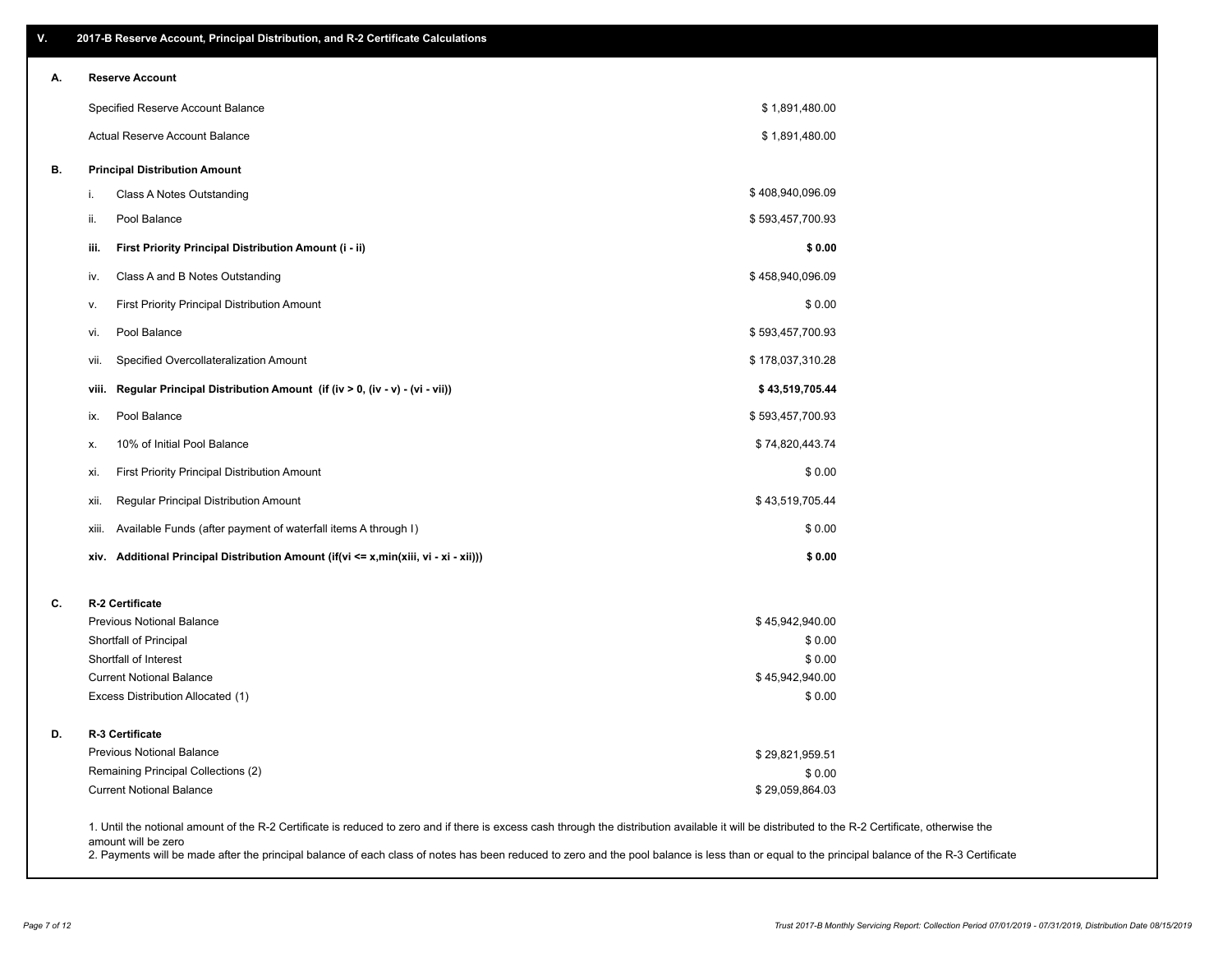## V. 2017-B Reserve Account, Principal Distribution, and R-2 Certificate Calculations

### A. Reserve Account

| | |
|---|---|
| Specified Reserve Account Balance | $ 1,891,480.00 |
| Actual Reserve Account Balance | $ 1,891,480.00 |

### B. Principal Distribution Amount

| | | |
|---|---|---|
| i. | Class A Notes Outstanding | $ 408,940,096.09 |
| ii. | Pool Balance | $ 593,457,700.93 |
| **iii.** | **First Priority Principal Distribution Amount (i - ii)** | **$ 0.00** |
| iv. | Class A and B Notes Outstanding | $ 458,940,096.09 |
| v. | First Priority Principal Distribution Amount | $ 0.00 |
| vi. | Pool Balance | $ 593,457,700.93 |
| vii. | Specified Overcollateralization Amount | $ 178,037,310.28 |
| **viii.** | **Regular Principal Distribution Amount (if (iv > 0, (iv - v) - (vi - vii))** | **$ 43,519,705.44** |
| ix. | Pool Balance | $ 593,457,700.93 |
| x. | 10% of Initial Pool Balance | $ 74,820,443.74 |
| xi. | First Priority Principal Distribution Amount | $ 0.00 |
| xii. | Regular Principal Distribution Amount | $ 43,519,705.44 |
| xiii. | Available Funds (after payment of waterfall items A through I) | $ 0.00 |
| **xiv.** | **Additional Principal Distribution Amount (if(vi <= x,min(xiii, vi - xi - xii)))** | **$ 0.00** |

### C. R-2 Certificate

| | |
|---|---|
| Previous Notional Balance | $ 45,942,940.00 |
| Shortfall of Principal | $ 0.00 |
| Shortfall of Interest | $ 0.00 |
| Current Notional Balance | $ 45,942,940.00 |
| Excess Distribution Allocated (1) | $ 0.00 |

### D. R-3 Certificate

| | |
|---|---|
| Previous Notional Balance | $ 29,821,959.51 |
| Remaining Principal Collections (2) | $ 0.00 |
| Current Notional Balance | $ 29,059,864.03 |

1. Until the notional amount of the R-2 Certificate is reduced to zero and if there is excess cash through the distribution available it will be distributed to the R-2 Certificate, otherwise the amount will be zero
2. Payments will be made after the principal balance of each class of notes has been reduced to zero and the pool balance is less than or equal to the principal balance of the R-3 Certificate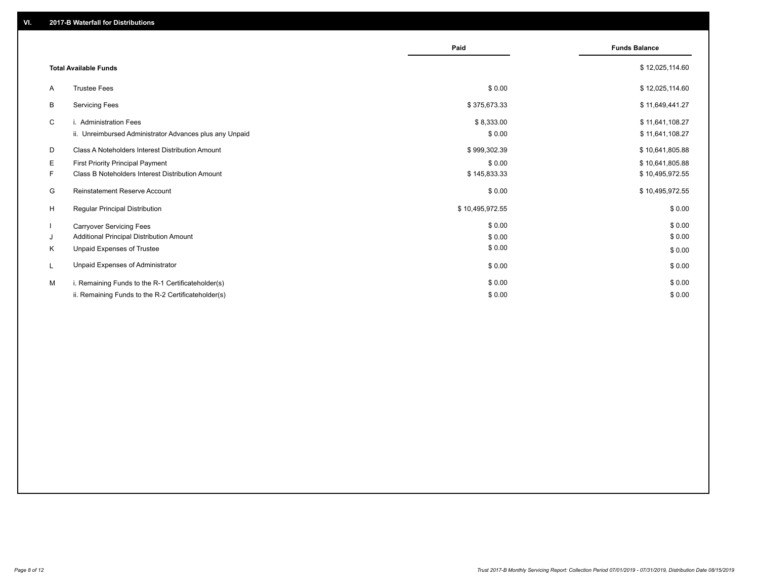## VI. 2017-B Waterfall for Distributions

| | | Paid | Funds Balance |
|---|---|---|---|
| | **Total Available Funds** | | $ 12,025,114.60 |
| A | Trustee Fees | $ 0.00 | $ 12,025,114.60 |
| B | Servicing Fees | $ 375,673.33 | $ 11,649,441.27 |
| C | i. Administration Fees | $ 8,333.00 | $ 11,641,108.27 |
| | ii. Unreimbursed Administrator Advances plus any Unpaid | $ 0.00 | $ 11,641,108.27 |
| D | Class A Noteholders Interest Distribution Amount | $ 999,302.39 | $ 10,641,805.88 |
| E | First Priority Principal Payment | $ 0.00 | $ 10,641,805.88 |
| F | Class B Noteholders Interest Distribution Amount | $ 145,833.33 | $ 10,495,972.55 |
| G | Reinstatement Reserve Account | $ 0.00 | $ 10,495,972.55 |
| H | Regular Principal Distribution | $ 10,495,972.55 | $ 0.00 |
| I | Carryover Servicing Fees | $ 0.00 | $ 0.00 |
| J | Additional Principal Distribution Amount | $ 0.00 | $ 0.00 |
| K | Unpaid Expenses of Trustee | $ 0.00 | $ 0.00 |
| L | Unpaid Expenses of Administrator | $ 0.00 | $ 0.00 |
| M | i. Remaining Funds to the R-1 Certificateholder(s) | $ 0.00 | $ 0.00 |
| | ii. Remaining Funds to the R-2 Certificateholder(s) | $ 0.00 | $ 0.00 |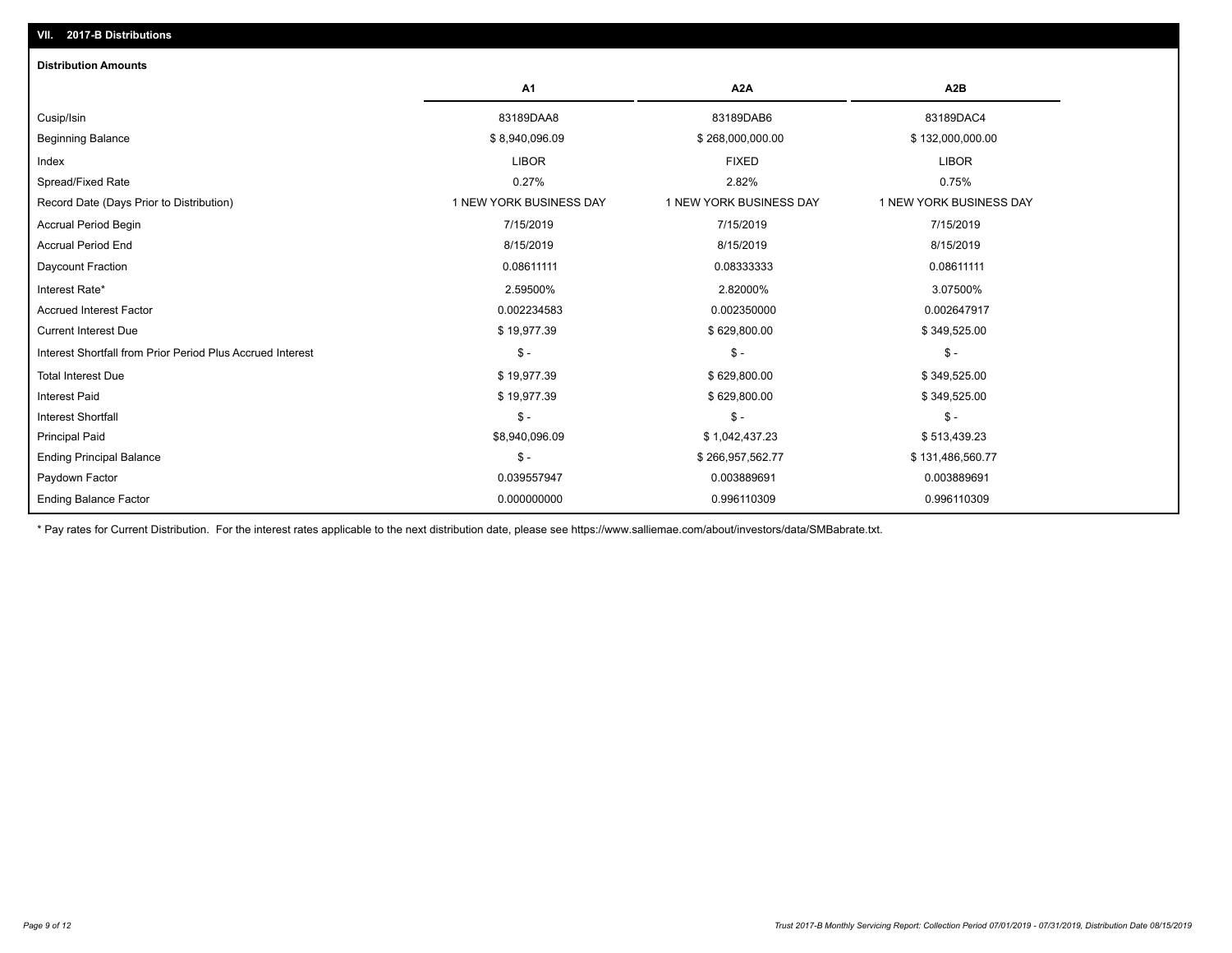## VII. 2017-B Distributions

### Distribution Amounts

| | A1 | A2A | A2B |
|---|---|---|---|
| Cusip/Isin | 83189DAA8 | 83189DAB6 | 83189DAC4 |
| Beginning Balance | $ 8,940,096.09 | $ 268,000,000.00 | $ 132,000,000.00 |
| Index | LIBOR | FIXED | LIBOR |
| Spread/Fixed Rate | 0.27% | 2.82% | 0.75% |
| Record Date (Days Prior to Distribution) | 1 NEW YORK BUSINESS DAY | 1 NEW YORK BUSINESS DAY | 1 NEW YORK BUSINESS DAY |
| Accrual Period Begin | 7/15/2019 | 7/15/2019 | 7/15/2019 |
| Accrual Period End | 8/15/2019 | 8/15/2019 | 8/15/2019 |
| Daycount Fraction | 0.08611111 | 0.08333333 | 0.08611111 |
| Interest Rate* | 2.59500% | 2.82000% | 3.07500% |
| Accrued Interest Factor | 0.002234583 | 0.002350000 | 0.002647917 |
| Current Interest Due | $ 19,977.39 | $ 629,800.00 | $ 349,525.00 |
| Interest Shortfall from Prior Period Plus Accrued Interest | $ - | $ - | $ - |
| Total Interest Due | $ 19,977.39 | $ 629,800.00 | $ 349,525.00 |
| Interest Paid | $ 19,977.39 | $ 629,800.00 | $ 349,525.00 |
| Interest Shortfall | $ - | $ - | $ - |
| Principal Paid | $8,940,096.09 | $ 1,042,437.23 | $ 513,439.23 |
| Ending Principal Balance | $ - | $ 266,957,562.77 | $ 131,486,560.77 |
| Paydown Factor | 0.039557947 | 0.003889691 | 0.003889691 |
| Ending Balance Factor | 0.000000000 | 0.996110309 | 0.996110309 |

* Pay rates for Current Distribution. For the interest rates applicable to the next distribution date, please see https://www.salliemae.com/about/investors/data/SMBabrate.txt.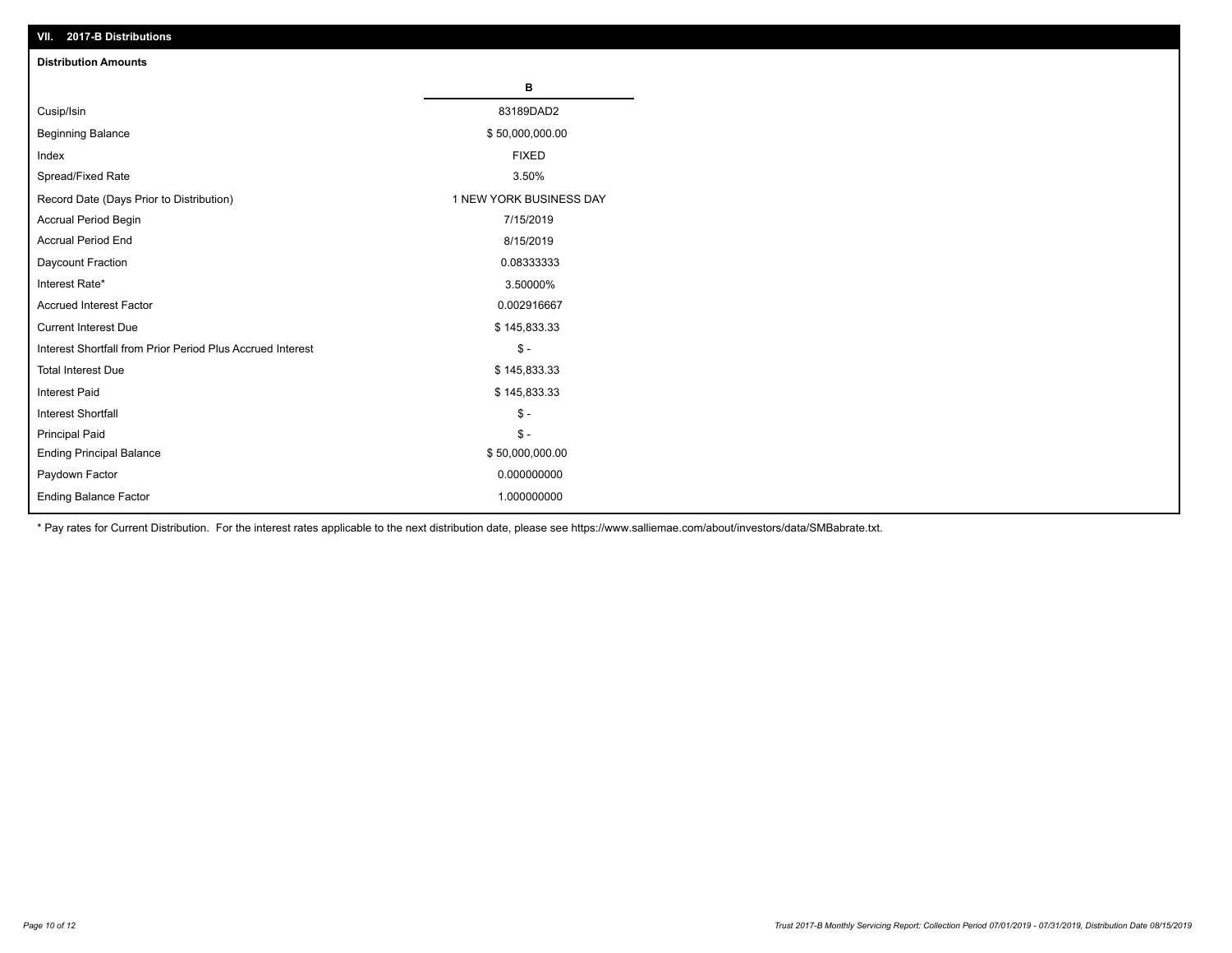## VII. 2017-B Distributions

### Distribution Amounts

| | B |
|---|---|
| Cusip/Isin | 83189DAD2 |
| Beginning Balance | $ 50,000,000.00 |
| Index | FIXED |
| Spread/Fixed Rate | 3.50% |
| Record Date (Days Prior to Distribution) | 1 NEW YORK BUSINESS DAY |
| Accrual Period Begin | 7/15/2019 |
| Accrual Period End | 8/15/2019 |
| Daycount Fraction | 0.08333333 |
| Interest Rate* | 3.50000% |
| Accrued Interest Factor | 0.002916667 |
| Current Interest Due | $ 145,833.33 |
| Interest Shortfall from Prior Period Plus Accrued Interest | $ - |
| Total Interest Due | $ 145,833.33 |
| Interest Paid | $ 145,833.33 |
| Interest Shortfall | $ - |
| Principal Paid | $ - |
| Ending Principal Balance | $ 50,000,000.00 |
| Paydown Factor | 0.000000000 |
| Ending Balance Factor | 1.000000000 |

* Pay rates for Current Distribution. For the interest rates applicable to the next distribution date, please see https://www.salliemae.com/about/investors/data/SMBabrate.txt.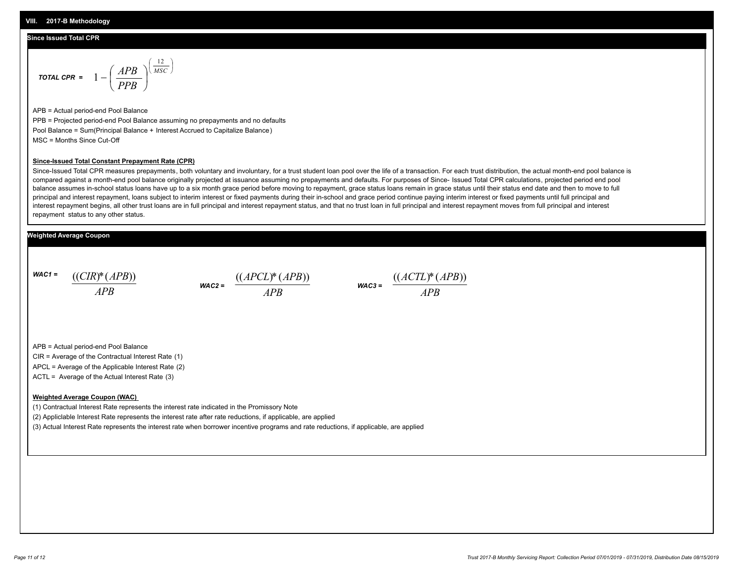## VIII. 2017-B Methodology

### Since Issued Total CPR

$$\textit{TOTAL CPR} = 1 - \left(\frac{APB}{PPB}\right)^{\left(\frac{12}{MSC}\right)}$$

APB = Actual period-end Pool Balance

PPB = Projected period-end Pool Balance assuming no prepayments and no defaults

Pool Balance = Sum(Principal Balance + Interest Accrued to Capitalize Balance)

MSC = Months Since Cut-Off

**Since-Issued Total Constant Prepayment Rate (CPR)**

Since-Issued Total CPR measures prepayments, both voluntary and involuntary, for a trust student loan pool over the life of a transaction. For each trust distribution, the actual month-end pool balance is compared against a month-end pool balance originally projected at issuance assuming no prepayments and defaults. For purposes of Since- Issued Total CPR calculations, projected period end pool balance assumes in-school status loans have up to a six month grace period before moving to repayment, grace status loans remain in grace status until their status end date and then to move to full principal and interest repayment, loans subject to interim interest or fixed payments during their in-school and grace period continue paying interim interest or fixed payments until full principal and interest repayment begins, all other trust loans are in full principal and interest repayment status, and that no trust loan in full principal and interest repayment moves from full principal and interest repayment status to any other status.

### Weighted Average Coupon

$$\textit{WAC1} = \frac{((CIR)*(APB))}{APB} \qquad \textit{WAC2} = \frac{((APCL)*(APB))}{APB} \qquad \textit{WAC3} = \frac{((ACTL)*(APB))}{APB}$$

APB = Actual period-end Pool Balance

CIR = Average of the Contractual Interest Rate (1)

APCL = Average of the Applicable Interest Rate (2)

ACTL = Average of the Actual Interest Rate (3)

**Weighted Average Coupon (WAC)**

(1) Contractual Interest Rate represents the interest rate indicated in the Promissory Note

(2) Appliclable Interest Rate represents the interest rate after rate reductions, if applicable, are applied

(3) Actual Interest Rate represents the interest rate when borrower incentive programs and rate reductions, if applicable, are applied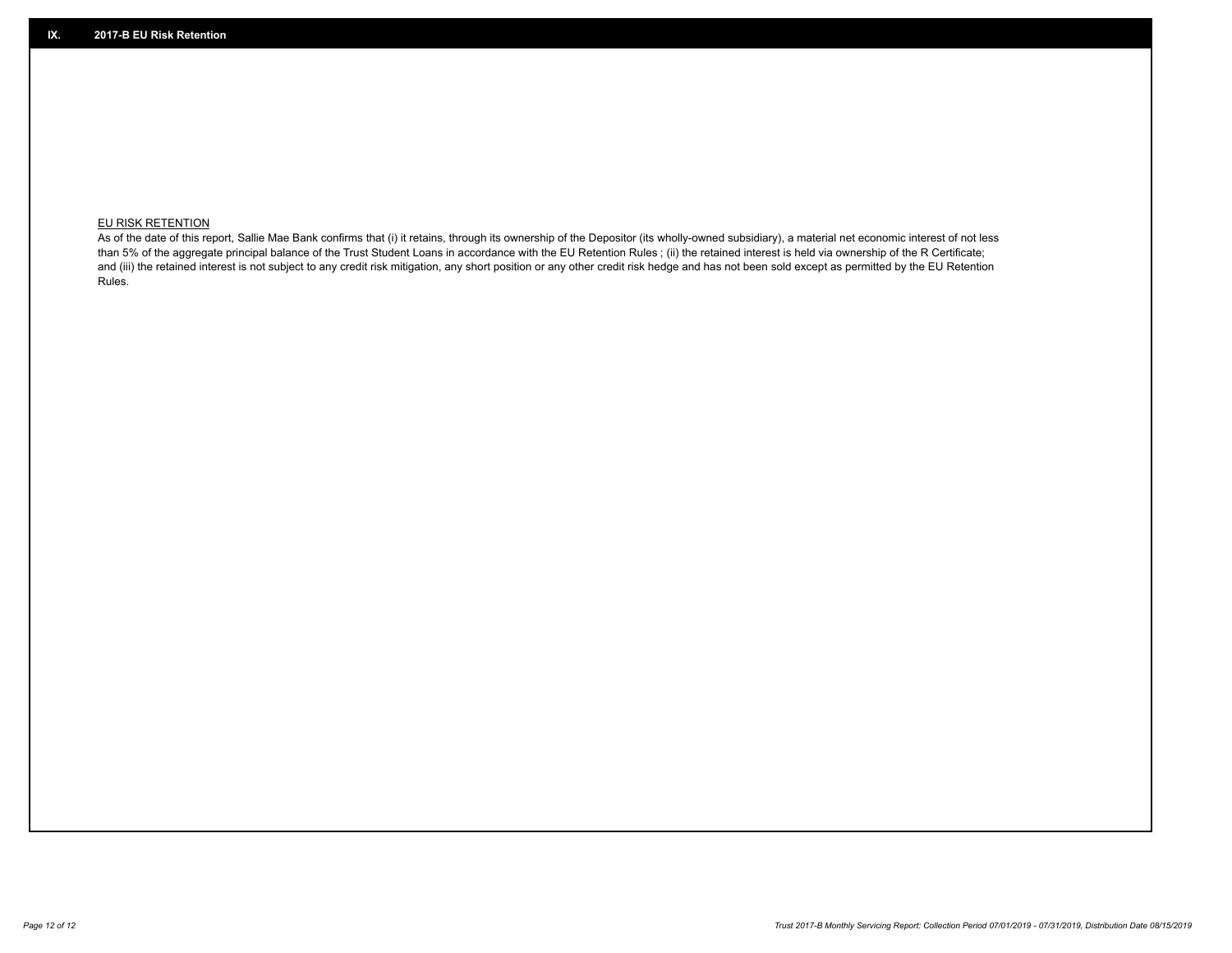## IX. 2017-B EU Risk Retention

EU RISK RETENTION

As of the date of this report, Sallie Mae Bank confirms that (i) it retains, through its ownership of the Depositor (its wholly-owned subsidiary), a material net economic interest of not less than 5% of the aggregate principal balance of the Trust Student Loans in accordance with the EU Retention Rules ; (ii) the retained interest is held via ownership of the R Certificate; and (iii) the retained interest is not subject to any credit risk mitigation, any short position or any other credit risk hedge and has not been sold except as permitted by the EU Retention Rules.